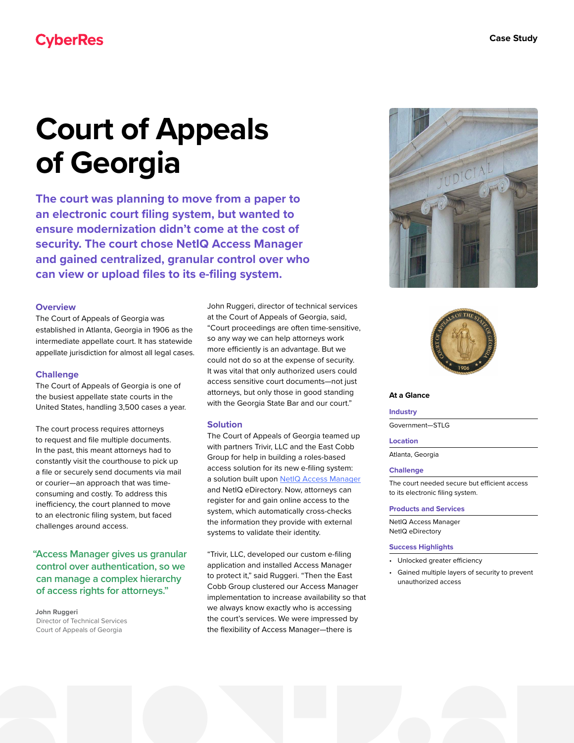CyberRes

Case Study

# Court of Appeals of Georgia

**The court was planning to move from a paper to an electronic court filing system, but wanted to ensure modernization didn't come at the cost of security. The court chose NetIQ Access Manager and gained centralized, granular control over who can view or upload files to its e-filing system.**

## Overview

The Court of Appeals of Georgia was established in Atlanta, Georgia in 1906 as the intermediate appellate court. It has statewide appellate jurisdiction for almost all legal cases.

## Challenge

The Court of Appeals of Georgia is one of the busiest appellate state courts in the United States, handling 3,500 cases a year.

The court process requires attorneys to request and file multiple documents. In the past, this meant attorneys had to constantly visit the courthouse to pick up a file or securely send documents via mail or courier—an approach that was time-consuming and costly. To address this inefficiency, the court planned to move to an electronic filing system, but faced challenges around access.

> "Access Manager gives us granular control over authentication, so we can manage a complex hierarchy of access rights for attorneys."
>
> **John Ruggeri**
> Director of Technical Services
> Court of Appeals of Georgia

John Ruggeri, director of technical services at the Court of Appeals of Georgia, said, "Court proceedings are often time-sensitive, so any way we can help attorneys work more efficiently is an advantage. But we could not do so at the expense of security. It was vital that only authorized users could access sensitive court documents—not just attorneys, but only those in good standing with the Georgia State Bar and our court."

## Solution

The Court of Appeals of Georgia teamed up with partners Trivir, LLC and the East Cobb Group for help in building a roles-based access solution for its new e-filing system: a solution built upon NetIQ Access Manager and NetIQ eDirectory. Now, attorneys can register for and gain online access to the system, which automatically cross-checks the information they provide with external systems to validate their identity.

"Trivir, LLC, developed our custom e-filing application and installed Access Manager to protect it," said Ruggeri. "Then the East Cobb Group clustered our Access Manager implementation to increase availability so that we always know exactly who is accessing the court's services. We were impressed by the flexibility of Access Manager—there is

### At a Glance

**Industry**

Government—STLG

**Location**

Atlanta, Georgia

**Challenge**

The court needed secure but efficient access to its electronic filing system.

**Products and Services**

NetIQ Access Manager
NetIQ eDirectory

**Success Highlights**

- Unlocked greater efficiency
- Gained multiple layers of security to prevent unauthorized access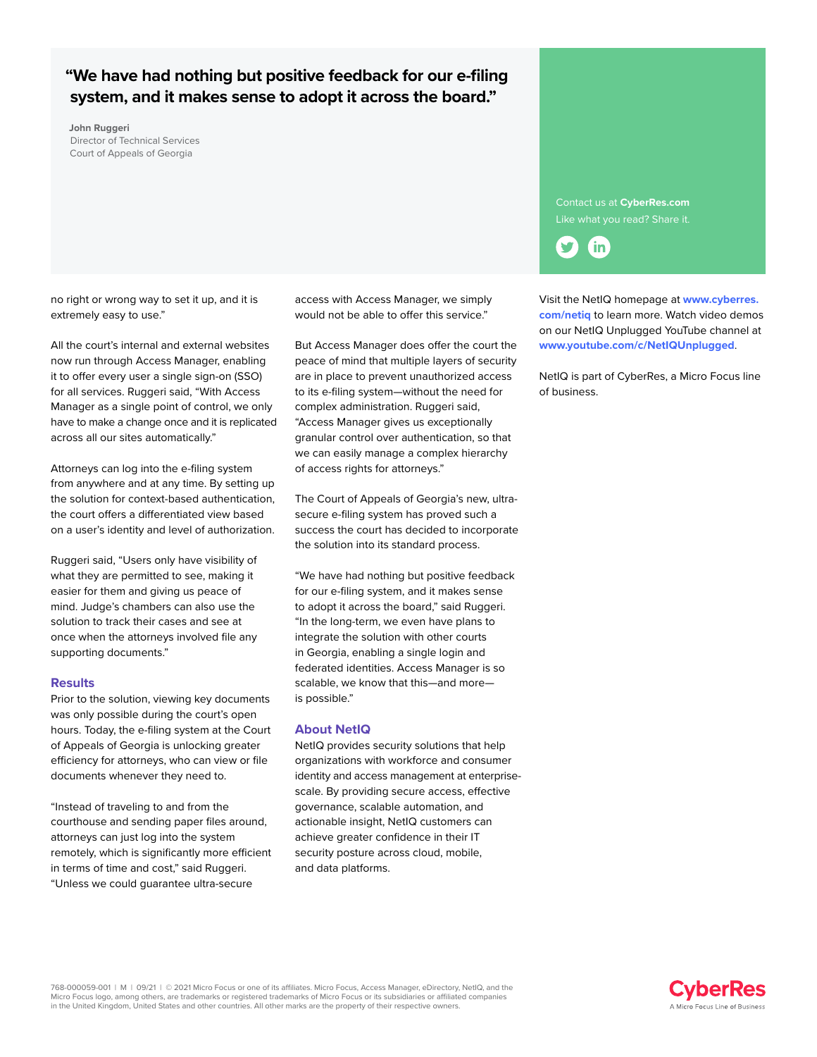> **"We have had nothing but positive feedback for our e-filing system, and it makes sense to adopt it across the board."**
>
> **John Ruggeri**
> Director of Technical Services
> Court of Appeals of Georgia

Contact us at **CyberRes.com**
Like what you read? Share it.

no right or wrong way to set it up, and it is extremely easy to use."

All the court's internal and external websites now run through Access Manager, enabling it to offer every user a single sign-on (SSO) for all services. Ruggeri said, "With Access Manager as a single point of control, we only have to make a change once and it is replicated across all our sites automatically."

Attorneys can log into the e-filing system from anywhere and at any time. By setting up the solution for context-based authentication, the court offers a differentiated view based on a user's identity and level of authorization.

Ruggeri said, "Users only have visibility of what they are permitted to see, making it easier for them and giving us peace of mind. Judge's chambers can also use the solution to track their cases and see at once when the attorneys involved file any supporting documents."

## Results

Prior to the solution, viewing key documents was only possible during the court's open hours. Today, the e-filing system at the Court of Appeals of Georgia is unlocking greater efficiency for attorneys, who can view or file documents whenever they need to.

"Instead of traveling to and from the courthouse and sending paper files around, attorneys can just log into the system remotely, which is significantly more efficient in terms of time and cost," said Ruggeri. "Unless we could guarantee ultra-secure access with Access Manager, we simply would not be able to offer this service."

But Access Manager does offer the court the peace of mind that multiple layers of security are in place to prevent unauthorized access to its e-filing system—without the need for complex administration. Ruggeri said, "Access Manager gives us exceptionally granular control over authentication, so that we can easily manage a complex hierarchy of access rights for attorneys."

The Court of Appeals of Georgia's new, ultra-secure e-filing system has proved such a success the court has decided to incorporate the solution into its standard process.

"We have had nothing but positive feedback for our e-filing system, and it makes sense to adopt it across the board," said Ruggeri. "In the long-term, we even have plans to integrate the solution with other courts in Georgia, enabling a single login and federated identities. Access Manager is so scalable, we know that this—and more—is possible."

## About NetIQ

NetIQ provides security solutions that help organizations with workforce and consumer identity and access management at enterprise-scale. By providing secure access, effective governance, scalable automation, and actionable insight, NetIQ customers can achieve greater confidence in their IT security posture across cloud, mobile, and data platforms.

Visit the NetIQ homepage at **www.cyberres.com/netiq** to learn more. Watch video demos on our NetIQ Unplugged YouTube channel at **www.youtube.com/c/NetIQUnplugged**.

NetIQ is part of CyberRes, a Micro Focus line of business.

768-000059-001 | M | 09/21 | © 2021 Micro Focus or one of its affiliates. Micro Focus, Access Manager, eDirectory, NetIQ, and the Micro Focus logo, among others, are trademarks or registered trademarks of Micro Focus or its subsidiaries or affiliated companies in the United Kingdom, United States and other countries. All other marks are the property of their respective owners.

CyberRes
A Micro Focus Line of Business